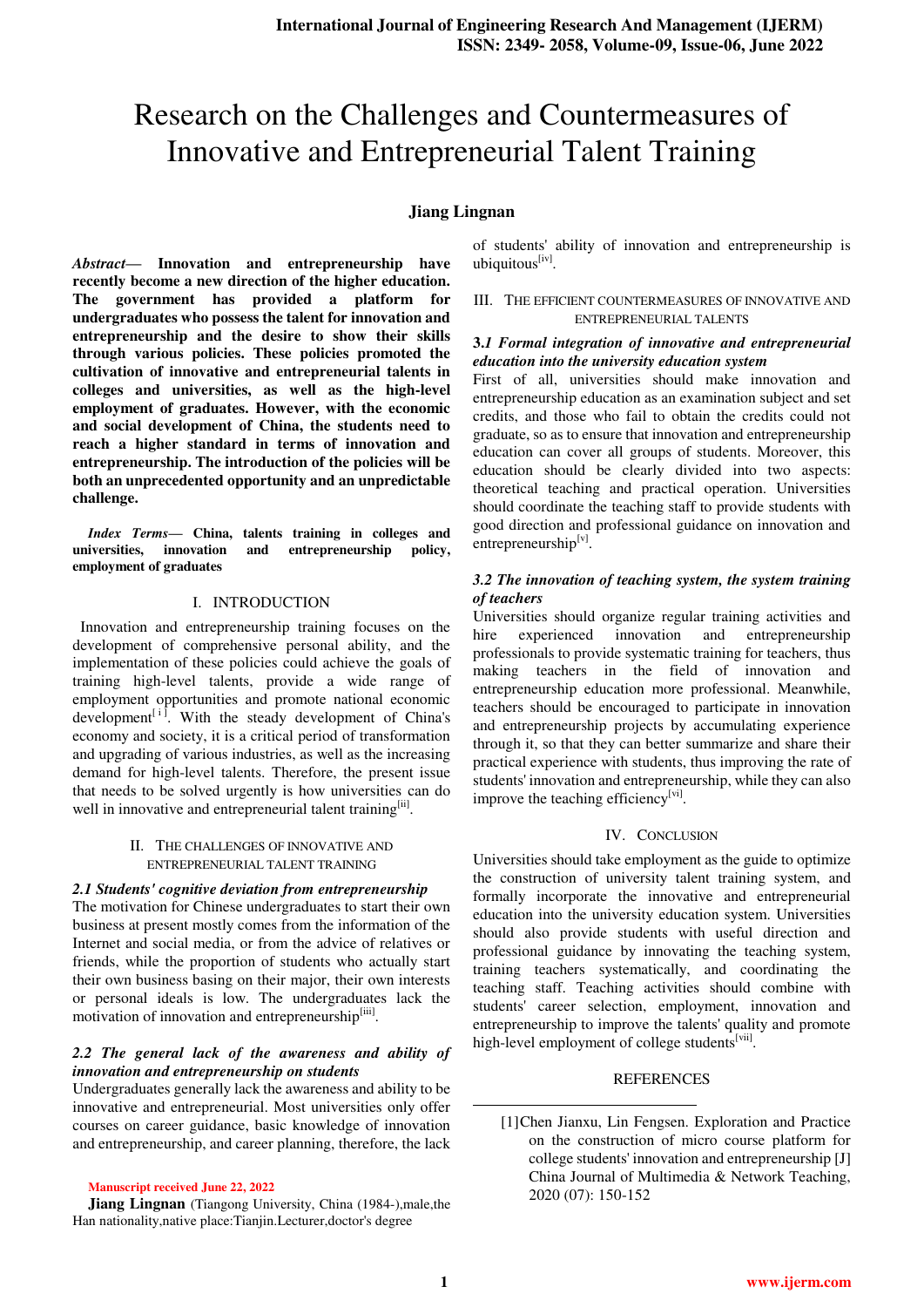# Research on the Challenges and Countermeasures of Innovative and Entrepreneurial Talent Training

**Jiang Lingnan**

***Abstract*— Innovation and entrepreneurship have recently become a new direction of the higher education. The government has provided a platform for undergraduates who possess the talent for innovation and entrepreneurship and the desire to show their skills through various policies. These policies promoted the cultivation of innovative and entrepreneurial talents in colleges and universities, as well as the high-level employment of graduates. However, with the economic and social development of China, the students need to reach a higher standard in terms of innovation and entrepreneurship. The introduction of the policies will be both an unprecedented opportunity and an unpredictable challenge.**

***Index Terms*— China, talents training in colleges and universities, innovation and entrepreneurship policy, employment of graduates**

## I. INTRODUCTION

Innovation and entrepreneurship training focuses on the development of comprehensive personal ability, and the implementation of these policies could achieve the goals of training high-level talents, provide a wide range of employment opportunities and promote national economic development[i]. With the steady development of China's economy and society, it is a critical period of transformation and upgrading of various industries, as well as the increasing demand for high-level talents. Therefore, the present issue that needs to be solved urgently is how universities can do well in innovative and entrepreneurial talent training[ii].

## II. THE CHALLENGES OF INNOVATIVE AND ENTREPRENEURIAL TALENT TRAINING

### *2.1 Students' cognitive deviation from entrepreneurship*

The motivation for Chinese undergraduates to start their own business at present mostly comes from the information of the Internet and social media, or from the advice of relatives or friends, while the proportion of students who actually start their own business basing on their major, their own interests or personal ideals is low. The undergraduates lack the motivation of innovation and entrepreneurship[iii].

### *2.2 The general lack of the awareness and ability of innovation and entrepreneurship on students*

Undergraduates generally lack the awareness and ability to be innovative and entrepreneurial. Most universities only offer courses on career guidance, basic knowledge of innovation and entrepreneurship, and career planning, therefore, the lack of students' ability of innovation and entrepreneurship is ubiquitous[iv].

## III. THE EFFICIENT COUNTERMEASURES OF INNOVATIVE AND ENTREPRENEURIAL TALENTS

### *3.1 Formal integration of innovative and entrepreneurial education into the university education system*

First of all, universities should make innovation and entrepreneurship education as an examination subject and set credits, and those who fail to obtain the credits could not graduate, so as to ensure that innovation and entrepreneurship education can cover all groups of students. Moreover, this education should be clearly divided into two aspects: theoretical teaching and practical operation. Universities should coordinate the teaching staff to provide students with good direction and professional guidance on innovation and entrepreneurship[v].

### *3.2 The innovation of teaching system, the system training of teachers*

Universities should organize regular training activities and hire experienced innovation and entrepreneurship professionals to provide systematic training for teachers, thus making teachers in the field of innovation and entrepreneurship education more professional. Meanwhile, teachers should be encouraged to participate in innovation and entrepreneurship projects by accumulating experience through it, so that they can better summarize and share their practical experience with students, thus improving the rate of students' innovation and entrepreneurship, while they can also improve the teaching efficiency[vi].

## IV. CONCLUSION

Universities should take employment as the guide to optimize the construction of university talent training system, and formally incorporate the innovative and entrepreneurial education into the university education system. Universities should also provide students with useful direction and professional guidance by innovating the teaching system, training teachers systematically, and coordinating the teaching staff. Teaching activities should combine with students' career selection, employment, innovation and entrepreneurship to improve the talents' quality and promote high-level employment of college students[vii].

## REFERENCES

[1]Chen Jianxu, Lin Fengsen. Exploration and Practice on the construction of micro course platform for college students' innovation and entrepreneurship [J] China Journal of Multimedia & Network Teaching, 2020 (07): 150-152

---

Manuscript received June 22, 2022

**Jiang Lingnan** (Tiangong University, China (1984-),male,the Han nationality,native place:Tianjin.Lecturer,doctor's degree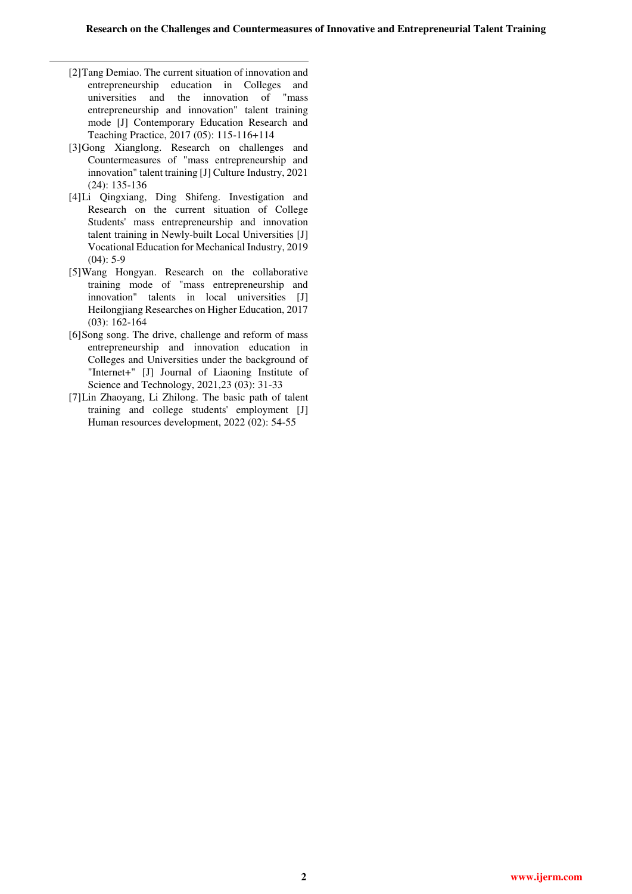[2]Tang Demiao. The current situation of innovation and entrepreneurship education in Colleges and universities and the innovation of "mass entrepreneurship and innovation" talent training mode [J] Contemporary Education Research and Teaching Practice, 2017 (05): 115-116+114

[3]Gong Xianglong. Research on challenges and Countermeasures of "mass entrepreneurship and innovation" talent training [J] Culture Industry, 2021 (24): 135-136

[4]Li Qingxiang, Ding Shifeng. Investigation and Research on the current situation of College Students' mass entrepreneurship and innovation talent training in Newly-built Local Universities [J] Vocational Education for Mechanical Industry, 2019 (04): 5-9

[5]Wang Hongyan. Research on the collaborative training mode of "mass entrepreneurship and innovation" talents in local universities [J] Heilongjiang Researches on Higher Education, 2017 (03): 162-164

[6]Song song. The drive, challenge and reform of mass entrepreneurship and innovation education in Colleges and Universities under the background of "Internet+" [J] Journal of Liaoning Institute of Science and Technology, 2021,23 (03): 31-33

[7]Lin Zhaoyang, Li Zhilong. The basic path of talent training and college students' employment [J] Human resources development, 2022 (02): 54-55